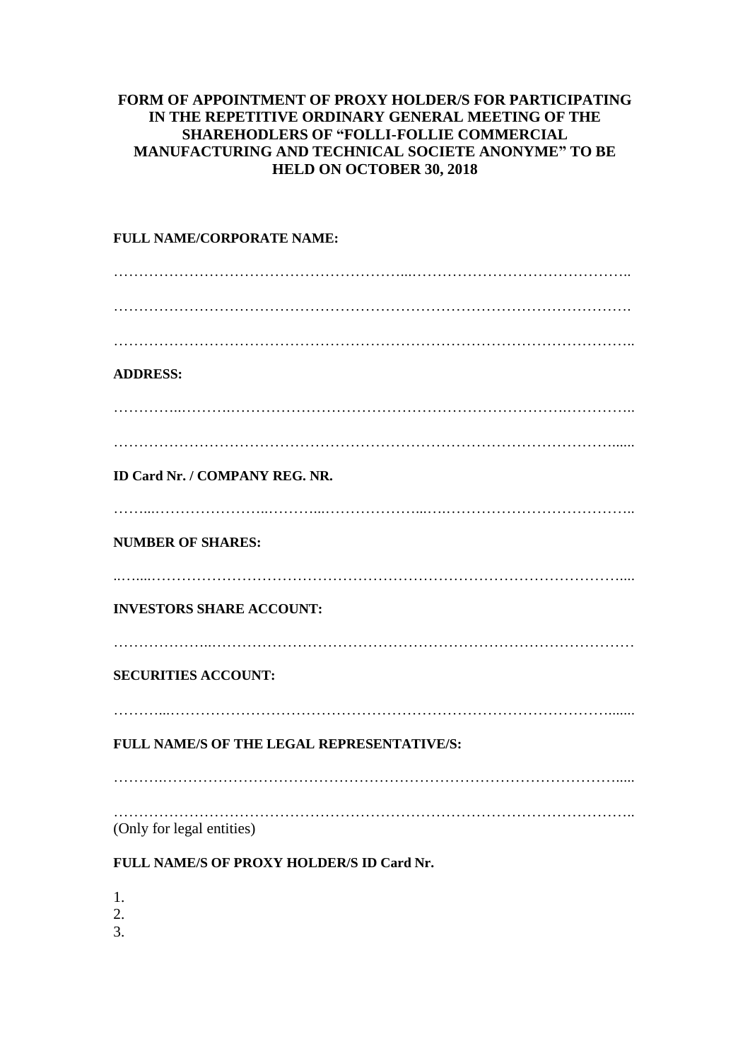**FORM OF APPOINTMENT OF PROXY HOLDER/S FOR PARTICIPATING IN THE REPETITIVE ORDINARY GENERAL MEETING OF THE SHAREHODLERS OF "FOLLI-FOLLIE COMMERCIAL MANUFACTURING AND TECHNICAL SOCIETE ANONYME" TO BE HELD ON OCTOBER 30, 2018**

**FULL NAME/CORPORATE NAME:**

………………………………………………………...……………………………………..

……………………………………………………………………………………………….

………………………………………………………………………………………………..

**ADDRESS:**

…………..……….…………………………………………………………….…………..

…………………………………………………………………………………………......

**ID Card Nr. / COMPANY REG. NR.**

……...…………………..………...…………………...….………………………………..

**NUMBER OF SHARES:**

..…...……………………………………………………………………………………....

**INVESTORS SHARE ACCOUNT:**

………………...………………………………………………………………………….

**SECURITIES ACCOUNT:**

………...………………………………………………………………………………......

**FULL NAME/S OF THE LEGAL REPRESENTATIVE/S:**

……….……………………………………………………………………………….....

………………………………………………………………………………………….. 
(Only for legal entities)

**FULL NAME/S OF PROXY HOLDER/S ID Card Nr.**

1.
2.
3.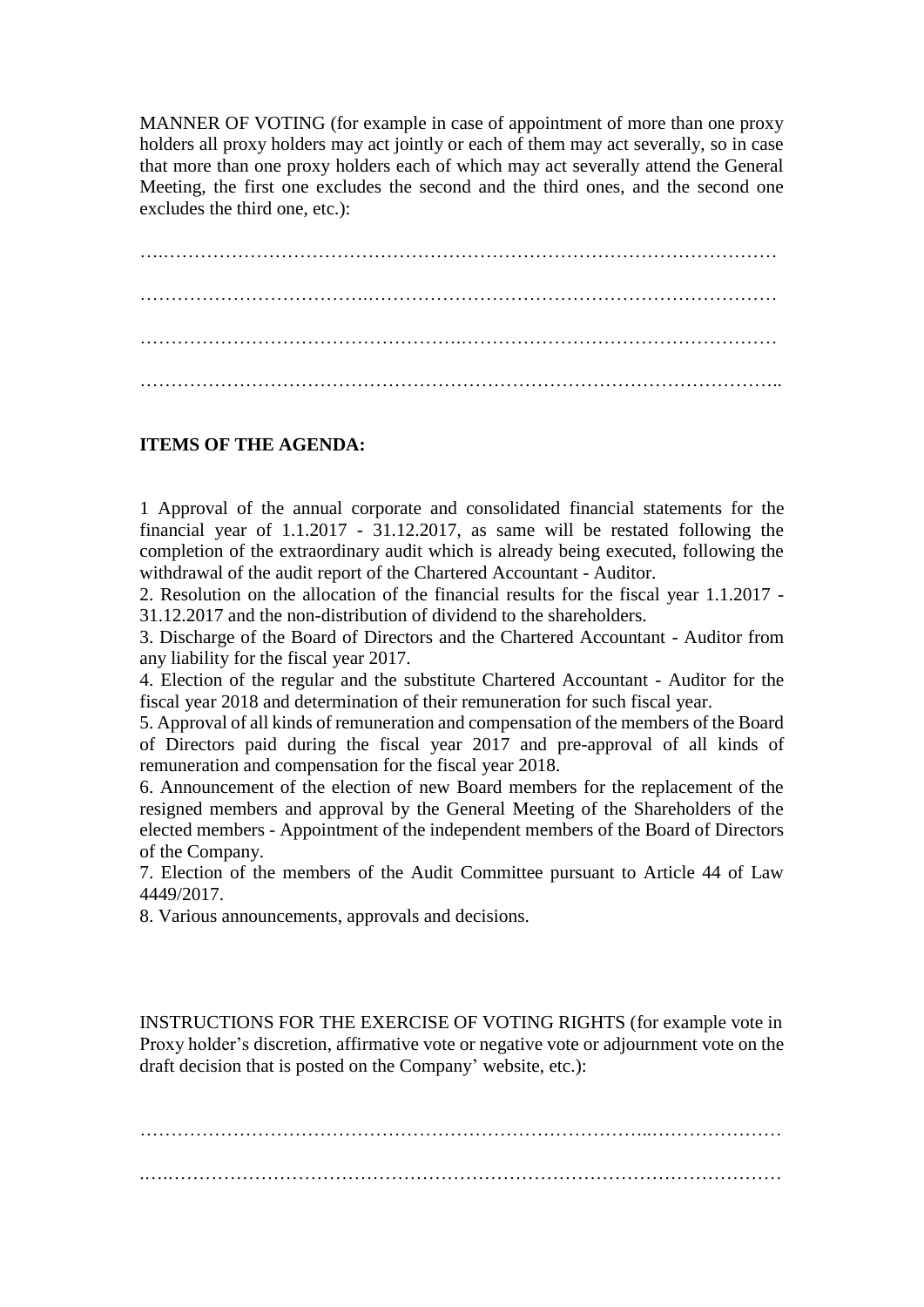MANNER OF VOTING (for example in case of appointment of more than one proxy holders all proxy holders may act jointly or each of them may act severally, so in case that more than one proxy holders each of which may act severally attend the General Meeting, the first one excludes the second and the third ones, and the second one excludes the third one, etc.):

…..……………………………………………………………………………………

……………………………….………………………………………………………

………………………………………….……………………………………………

…………………………………………………………………………………………..

**ITEMS OF THE AGENDA:**

1 Approval of the annual corporate and consolidated financial statements for the financial year of 1.1.2017 - 31.12.2017, as same will be restated following the completion of the extraordinary audit which is already being executed, following the withdrawal of the audit report of the Chartered Accountant - Auditor.

2. Resolution on the allocation of the financial results for the fiscal year 1.1.2017 - 31.12.2017 and the non-distribution of dividend to the shareholders.

3. Discharge of the Board of Directors and the Chartered Accountant - Auditor from any liability for the fiscal year 2017.

4. Election of the regular and the substitute Chartered Accountant - Auditor for the fiscal year 2018 and determination of their remuneration for such fiscal year.

5. Approval of all kinds of remuneration and compensation of the members of the Board of Directors paid during the fiscal year 2017 and pre-approval of all kinds of remuneration and compensation for the fiscal year 2018.

6. Announcement of the election of new Board members for the replacement of the resigned members and approval by the General Meeting of the Shareholders of the elected members - Appointment of the independent members of the Board of Directors of the Company.

7. Election of the members of the Audit Committee pursuant to Article 44 of Law 4449/2017.

8. Various announcements, approvals and decisions.

INSTRUCTIONS FOR THE EXERCISE OF VOTING RIGHTS (for example vote in Proxy holder's discretion, affirmative vote or negative vote or adjournment vote on the draft decision that is posted on the Company' website, etc.):

………………………………………………………………………...…………………

..…..……………………………………………………………………………………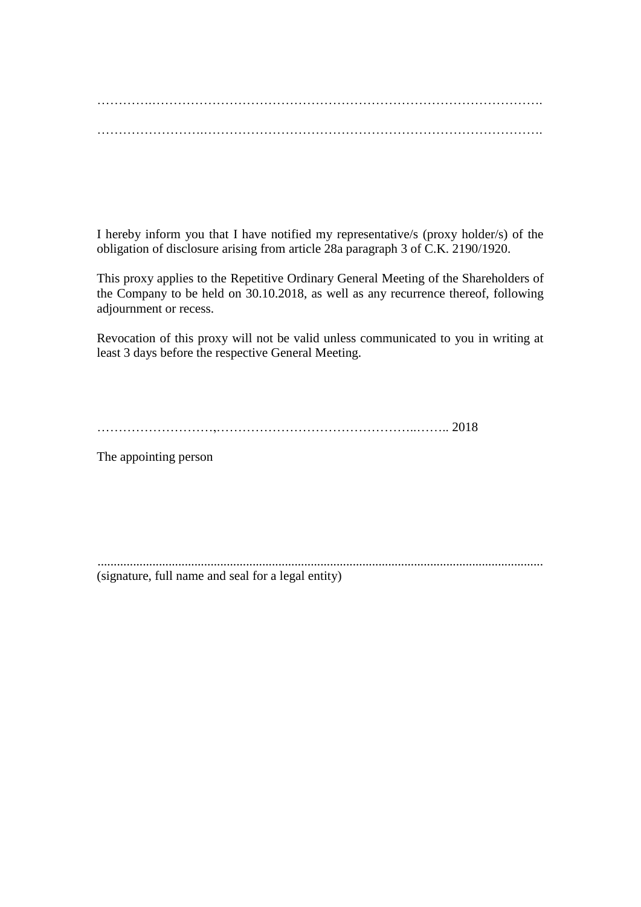……………………………………………………………………………………….

……………………………………………………………………………………….

I hereby inform you that I have notified my representative/s (proxy holder/s) of the obligation of disclosure arising from article 28a paragraph 3 of C.K. 2190/1920.

This proxy applies to the Repetitive Ordinary General Meeting of the Shareholders of the Company to be held on 30.10.2018, as well as any recurrence thereof, following adjournment or recess.

Revocation of this proxy will not be valid unless communicated to you in writing at least 3 days before the respective General Meeting.

………………………,………………………………………..…….. 2018

The appointing person

.........................................................................................................................................

(signature, full name and seal for a legal entity)